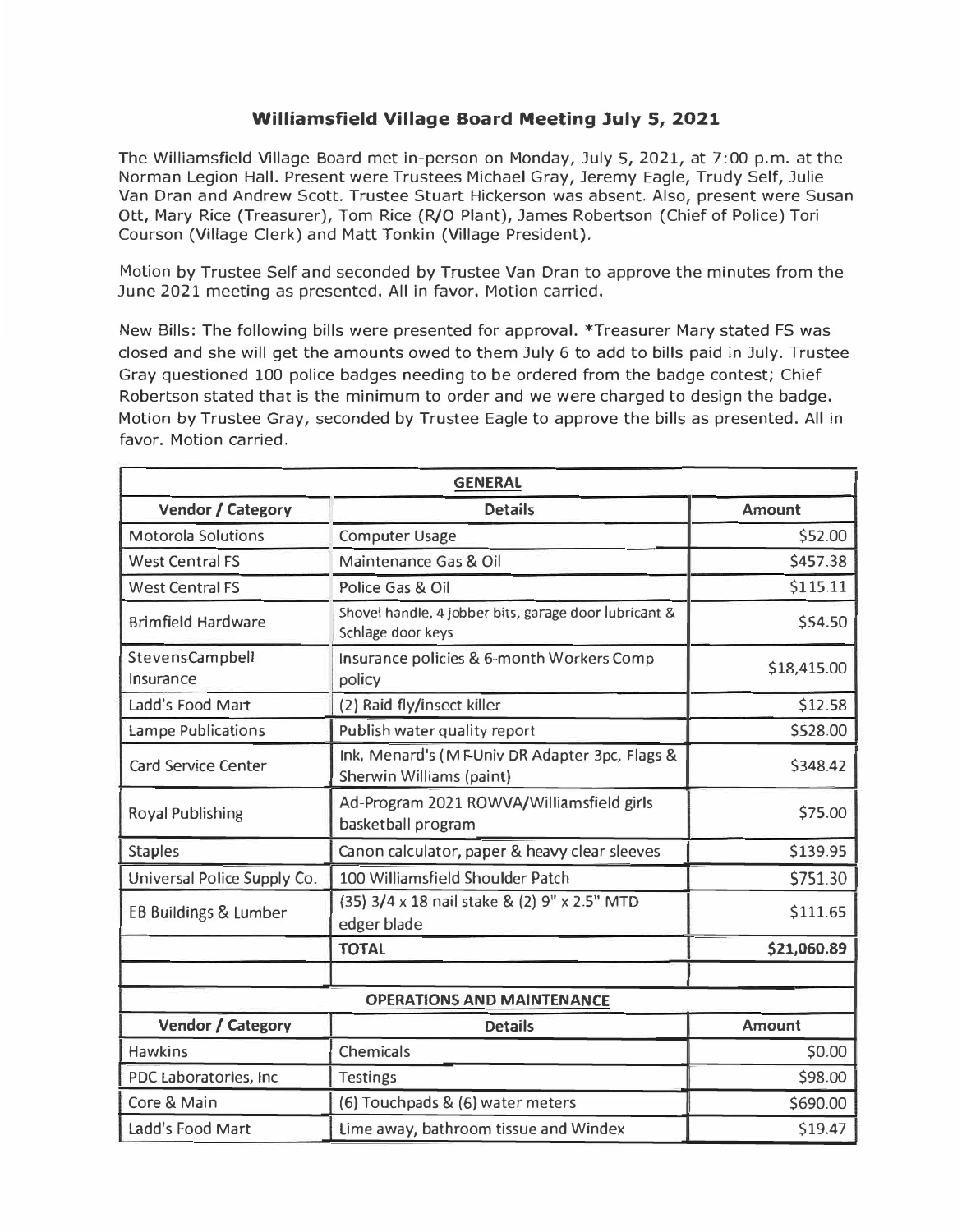# Williamsfield Village Board Meeting July 5, 2021

The Williamsfield Village Board met in-person on Monday, July 5, 2021, at 7:00 p.m. at the Norman Legion Hall. Present were Trustees Michael Gray, Jeremy Eagle, Trudy Self, Julie Van Dran and Andrew Scott. Trustee Stuart Hickerson was absent. Also, present were Susan Ott, Mary Rice (Treasurer), Tom Rice (R/O Plant), James Robertson (Chief of Police) Tori Courson (Village Clerk) and Matt Tonkin (Village President).

Motion by Trustee Self and seconded by Trustee Van Dran to approve the minutes from the June 2021 meeting as presented. All in favor. Motion carried.

New Bills: The following bills were presented for approval. *Treasurer Mary stated FS was closed and she will get the amounts owed to them July 6 to add to bills paid in July. Trustee Gray questioned 100 police badges needing to be ordered from the badge contest; Chief Robertson stated that is the minimum to order and we were charged to design the badge. Motion by Trustee Gray, seconded by Trustee Eagle to approve the bills as presented. All in favor. Motion carried.

| **GENERAL** | | |
|---|---|---|
| **Vendor / Category** | **Details** | **Amount** |
| Motorola Solutions | Computer Usage | $52.00 |
| West Central FS | Maintenance Gas & Oil | $457.38 |
| West Central FS | Police Gas & Oil | $115.11 |
| Brimfield Hardware | Shovel handle, 4 jobber bits, garage door lubricant & Schlage door keys | $54.50 |
| StevensCampbell Insurance | Insurance policies & 6-month Workers Comp policy | $18,415.00 |
| Ladd's Food Mart | (2) Raid fly/insect killer | $12.58 |
| Lampe Publications | Publish water quality report | $528.00 |
| Card Service Center | Ink, Menard's (M F-Univ DR Adapter 3pc, Flags & Sherwin Williams (paint) | $348.42 |
| Royal Publishing | Ad-Program 2021 ROWVA/Williamsfield girls basketball program | $75.00 |
| Staples | Canon calculator, paper & heavy clear sleeves | $139.95 |
| Universal Police Supply Co. | 100 Williamsfield Shoulder Patch | $751.30 |
| EB Buildings & Lumber | (35) 3/4 x 18 nail stake & (2) 9" x 2.5" MTD edger blade | $111.65 |
| | **TOTAL** | **$21,060.89** |
| | | |
| **OPERATIONS AND MAINTENANCE** | | |
| **Vendor / Category** | **Details** | **Amount** |
| Hawkins | Chemicals | $0.00 |
| PDC Laboratories, Inc | Testings | $98.00 |
| Core & Main | (6) Touchpads & (6) water meters | $690.00 |
| Ladd's Food Mart | Lime away, bathroom tissue and Windex | $19.47 |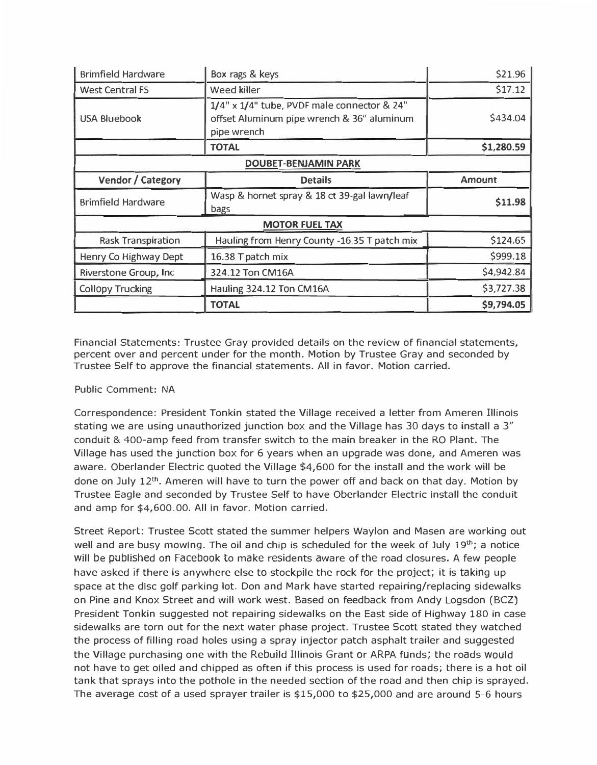| Vendor / Category | Details | Amount |
|---|---|---|
| Brimfield Hardware | Box rags & keys | $21.96 |
| West Central FS | Weed killer | $17.12 |
| USA Bluebook | 1/4" x 1/4" tube, PVDF male connector & 24" offset Aluminum pipe wrench & 36" aluminum pipe wrench | $434.04 |
| | **TOTAL** | **$1,280.59** |
| | **DOUBET-BENJAMIN PARK** | |
| **Vendor / Category** | **Details** | **Amount** |
| Brimfield Hardware | Wasp & hornet spray & 18 ct 39-gal lawn/leaf bags | **$11.98** |
| | **MOTOR FUEL TAX** | |
| Rask Transpiration | Hauling from Henry County -16.35 T patch mix | $124.65 |
| Henry Co Highway Dept | 16.38 T patch mix | $999.18 |
| Riverstone Group, Inc | 324.12 Ton CM16A | $4,942.84 |
| Collopy Trucking | Hauling 324.12 Ton CM16A | $3,727.38 |
| | **TOTAL** | **$9,794.05** |

Financial Statements: Trustee Gray provided details on the review of financial statements, percent over and percent under for the month. Motion by Trustee Gray and seconded by Trustee Self to approve the financial statements. All in favor. Motion carried.

Public Comment: NA

Correspondence: President Tonkin stated the Village received a letter from Ameren Illinois stating we are using unauthorized junction box and the Village has 30 days to install a 3" conduit & 400-amp feed from transfer switch to the main breaker in the RO Plant. The Village has used the junction box for 6 years when an upgrade was done, and Ameren was aware. Oberlander Electric quoted the Village $4,600 for the install and the work will be done on July 12th. Ameren will have to turn the power off and back on that day. Motion by Trustee Eagle and seconded by Trustee Self to have Oberlander Electric install the conduit and amp for $4,600.00. All in favor. Motion carried.

Street Report: Trustee Scott stated the summer helpers Waylon and Masen are working out well and are busy mowing. The oil and chip is scheduled for the week of July 19th; a notice will be published on Facebook to make residents aware of the road closures. A few people have asked if there is anywhere else to stockpile the rock for the project; it is taking up space at the disc golf parking lot. Don and Mark have started repairing/replacing sidewalks on Pine and Knox Street and will work west. Based on feedback from Andy Logsdon (BCZ) President Tonkin suggested not repairing sidewalks on the East side of Highway 180 in case sidewalks are torn out for the next water phase project. Trustee Scott stated they watched the process of filling road holes using a spray injector patch asphalt trailer and suggested the Village purchasing one with the Rebuild Illinois Grant or ARPA funds; the roads would not have to get oiled and chipped as often if this process is used for roads; there is a hot oil tank that sprays into the pothole in the needed section of the road and then chip is sprayed. The average cost of a used sprayer trailer is $15,000 to $25,000 and are around 5-6 hours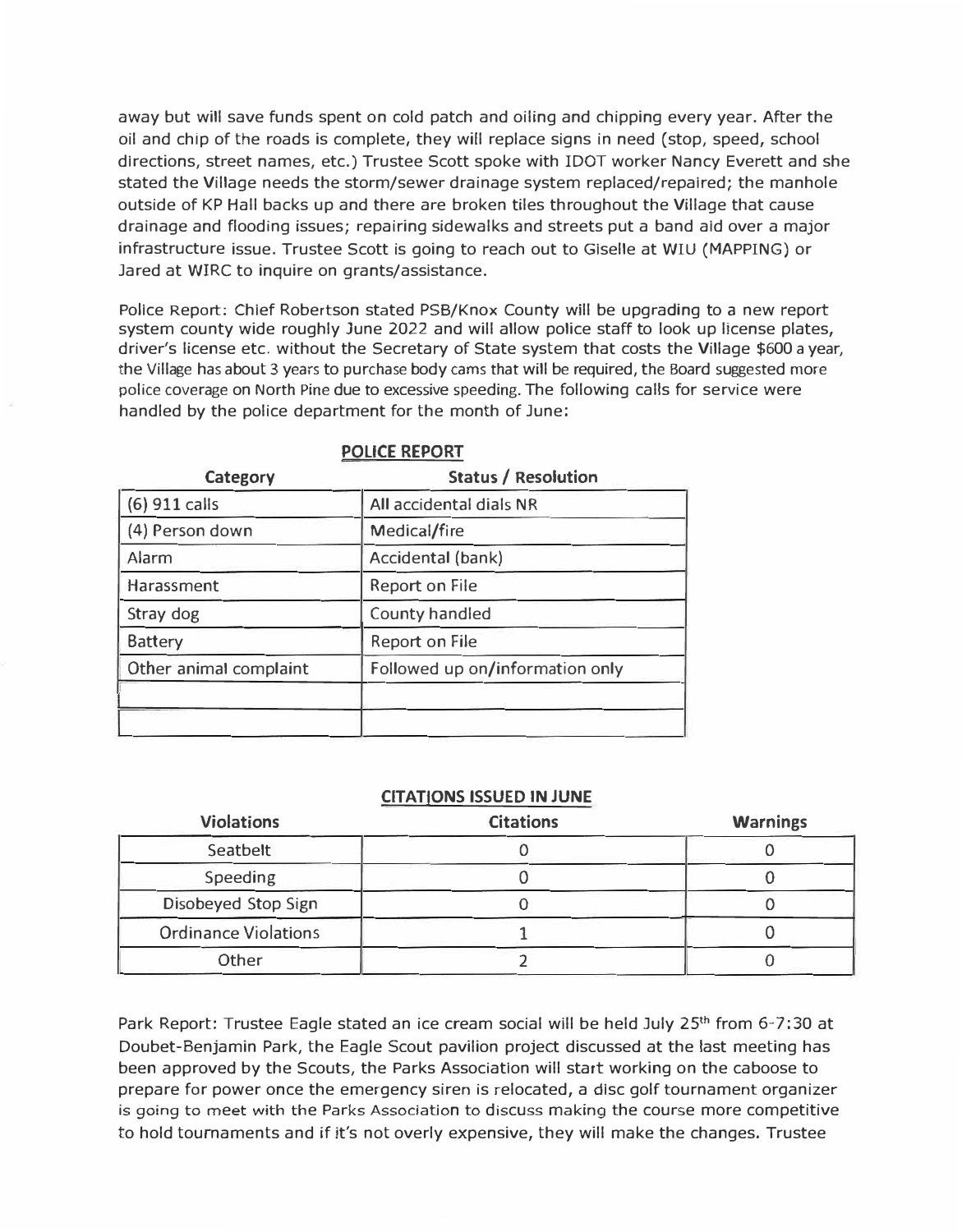away but will save funds spent on cold patch and oiling and chipping every year. After the oil and chip of the roads is complete, they will replace signs in need (stop, speed, school directions, street names, etc.) Trustee Scott spoke with IDOT worker Nancy Everett and she stated the Village needs the storm/sewer drainage system replaced/repaired; the manhole outside of KP Hall backs up and there are broken tiles throughout the Village that cause drainage and flooding issues; repairing sidewalks and streets put a band aid over a major infrastructure issue. Trustee Scott is going to reach out to Giselle at WIU (MAPPING) or Jared at WIRC to inquire on grants/assistance.

Police Report: Chief Robertson stated PSB/Knox County will be upgrading to a new report system county wide roughly June 2022 and will allow police staff to look up license plates, driver's license etc. without the Secretary of State system that costs the Village $600 a year, the Village has about 3 years to purchase body cams that will be required, the Board suggested more police coverage on North Pine due to excessive speeding. The following calls for service were handled by the police department for the month of June:

**POLICE REPORT**

| Category | Status / Resolution |
|---|---|
| (6) 911 calls | All accidental dials NR |
| (4) Person down | Medical/fire |
| Alarm | Accidental (bank) |
| Harassment | Report on File |
| Stray dog | County handled |
| Battery | Report on File |
| Other animal complaint | Followed up on/information only |
| | |
| | |

**CITATIONS ISSUED IN JUNE**

| Violations | Citations | Warnings |
|---|---|---|
| Seatbelt | 0 | 0 |
| Speeding | 0 | 0 |
| Disobeyed Stop Sign | 0 | 0 |
| Ordinance Violations | 1 | 0 |
| Other | 2 | 0 |

Park Report: Trustee Eagle stated an ice cream social will be held July 25th from 6-7:30 at Doubet-Benjamin Park, the Eagle Scout pavilion project discussed at the last meeting has been approved by the Scouts, the Parks Association will start working on the caboose to prepare for power once the emergency siren is relocated, a disc golf tournament organizer is going to meet with the Parks Association to discuss making the course more competitive to hold tournaments and if it's not overly expensive, they will make the changes. Trustee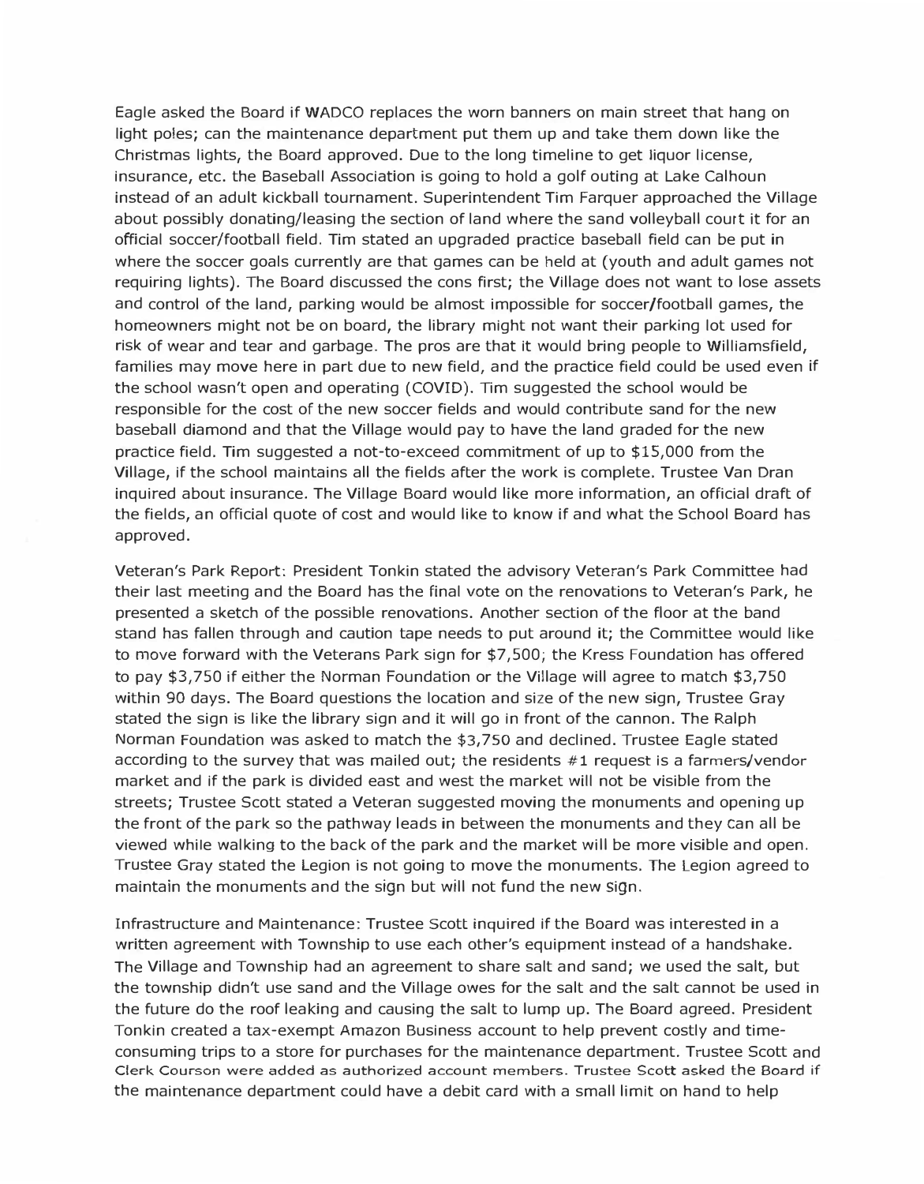Eagle asked the Board if WADCO replaces the worn banners on main street that hang on light poles; can the maintenance department put them up and take them down like the Christmas lights, the Board approved. Due to the long timeline to get liquor license, insurance, etc. the Baseball Association is going to hold a golf outing at Lake Calhoun instead of an adult kickball tournament. Superintendent Tim Farquer approached the Village about possibly donating/leasing the section of land where the sand volleyball court it for an official soccer/football field. Tim stated an upgraded practice baseball field can be put in where the soccer goals currently are that games can be held at (youth and adult games not requiring lights). The Board discussed the cons first; the Village does not want to lose assets and control of the land, parking would be almost impossible for soccer/football games, the homeowners might not be on board, the library might not want their parking lot used for risk of wear and tear and garbage. The pros are that it would bring people to Williamsfield, families may move here in part due to new field, and the practice field could be used even if the school wasn't open and operating (COVID). Tim suggested the school would be responsible for the cost of the new soccer fields and would contribute sand for the new baseball diamond and that the Village would pay to have the land graded for the new practice field. Tim suggested a not-to-exceed commitment of up to $15,000 from the Village, if the school maintains all the fields after the work is complete. Trustee Van Dran inquired about insurance. The Village Board would like more information, an official draft of the fields, an official quote of cost and would like to know if and what the School Board has approved.

Veteran's Park Report: President Tonkin stated the advisory Veteran's Park Committee had their last meeting and the Board has the final vote on the renovations to Veteran's Park, he presented a sketch of the possible renovations. Another section of the floor at the band stand has fallen through and caution tape needs to put around it; the Committee would like to move forward with the Veterans Park sign for $7,500; the Kress Foundation has offered to pay $3,750 if either the Norman Foundation or the Village will agree to match $3,750 within 90 days. The Board questions the location and size of the new sign, Trustee Gray stated the sign is like the library sign and it will go in front of the cannon. The Ralph Norman Foundation was asked to match the $3,750 and declined. Trustee Eagle stated according to the survey that was mailed out; the residents #1 request is a farmers/vendor market and if the park is divided east and west the market will not be visible from the streets; Trustee Scott stated a Veteran suggested moving the monuments and opening up the front of the park so the pathway leads in between the monuments and they can all be viewed while walking to the back of the park and the market will be more visible and open. Trustee Gray stated the Legion is not going to move the monuments. The Legion agreed to maintain the monuments and the sign but will not fund the new sign.

Infrastructure and Maintenance: Trustee Scott inquired if the Board was interested in a written agreement with Township to use each other's equipment instead of a handshake. The Village and Township had an agreement to share salt and sand; we used the salt, but the township didn't use sand and the Village owes for the salt and the salt cannot be used in the future do the roof leaking and causing the salt to lump up. The Board agreed. President Tonkin created a tax-exempt Amazon Business account to help prevent costly and time-consuming trips to a store for purchases for the maintenance department. Trustee Scott and Clerk Courson were added as authorized account members. Trustee Scott asked the Board if the maintenance department could have a debit card with a small limit on hand to help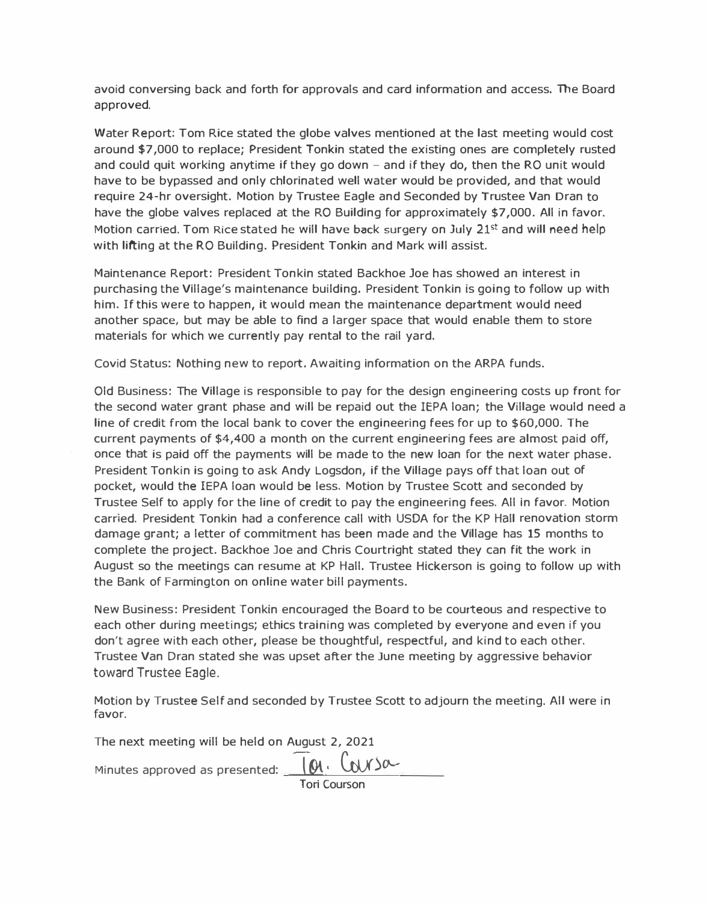avoid conversing back and forth for approvals and card information and access. The Board approved.

Water Report: Tom Rice stated the globe valves mentioned at the last meeting would cost around $7,000 to replace; President Tonkin stated the existing ones are completely rusted and could quit working anytime if they go down – and if they do, then the RO unit would have to be bypassed and only chlorinated well water would be provided, and that would require 24-hr oversight. Motion by Trustee Eagle and Seconded by Trustee Van Dran to have the globe valves replaced at the RO Building for approximately $7,000. All in favor. Motion carried. Tom Rice stated he will have back surgery on July 21st and will need help with lifting at the RO Building. President Tonkin and Mark will assist.

Maintenance Report: President Tonkin stated Backhoe Joe has showed an interest in purchasing the Village's maintenance building. President Tonkin is going to follow up with him. If this were to happen, it would mean the maintenance department would need another space, but may be able to find a larger space that would enable them to store materials for which we currently pay rental to the rail yard.

Covid Status: Nothing new to report. Awaiting information on the ARPA funds.

Old Business: The Village is responsible to pay for the design engineering costs up front for the second water grant phase and will be repaid out the IEPA loan; the Village would need a line of credit from the local bank to cover the engineering fees for up to $60,000. The current payments of $4,400 a month on the current engineering fees are almost paid off, once that is paid off the payments will be made to the new loan for the next water phase. President Tonkin is going to ask Andy Logsdon, if the Village pays off that loan out of pocket, would the IEPA loan would be less. Motion by Trustee Scott and seconded by Trustee Self to apply for the line of credit to pay the engineering fees. All in favor. Motion carried. President Tonkin had a conference call with USDA for the KP Hall renovation storm damage grant; a letter of commitment has been made and the Village has 15 months to complete the project. Backhoe Joe and Chris Courtright stated they can fit the work in August so the meetings can resume at KP Hall. Trustee Hickerson is going to follow up with the Bank of Farmington on online water bill payments.

New Business: President Tonkin encouraged the Board to be courteous and respective to each other during meetings; ethics training was completed by everyone and even if you don't agree with each other, please be thoughtful, respectful, and kind to each other. Trustee Van Dran stated she was upset after the June meeting by aggressive behavior toward Trustee Eagle.

Motion by Trustee Self and seconded by Trustee Scott to adjourn the meeting. All were in favor.

The next meeting will be held on August 2, 2021

Minutes approved as presented: Tori Courson

Tori Courson